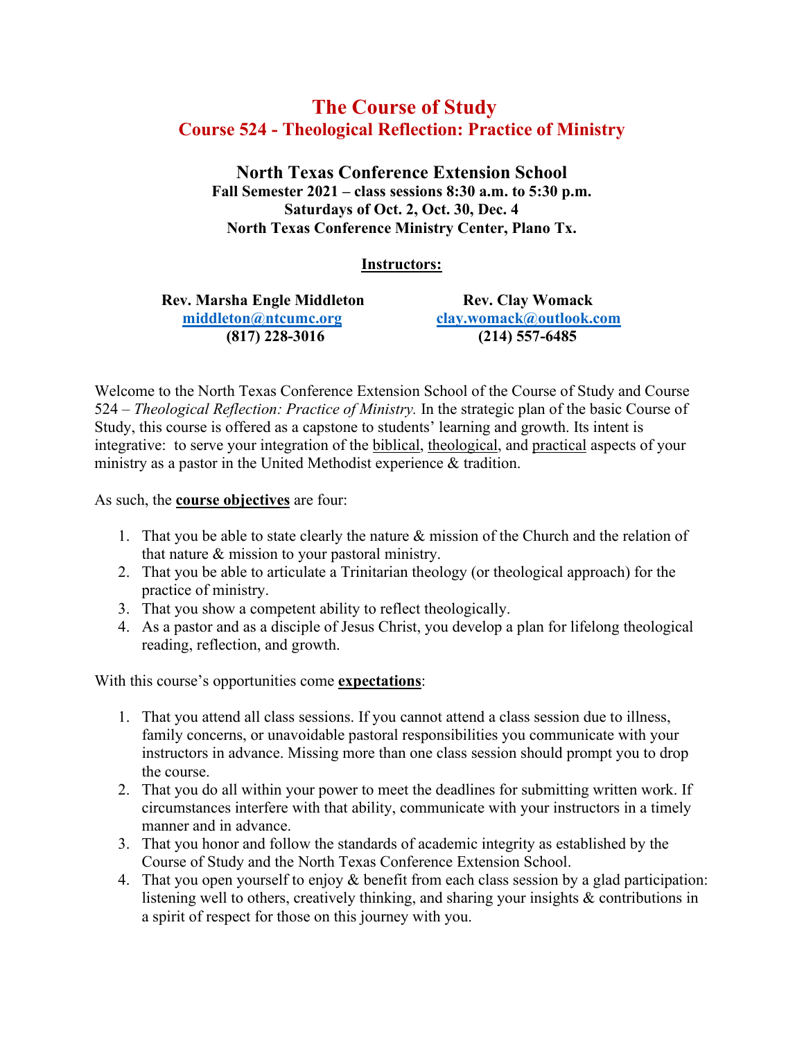# The Course of Study
## Course 524 - Theological Reflection: Practice of Ministry

### North Texas Conference Extension School
**Fall Semester 2021 – class sessions 8:30 a.m. to 5:30 p.m.**
**Saturdays of Oct. 2, Oct. 30, Dec. 4**
**North Texas Conference Ministry Center, Plano Tx.**

**Instructors:**

**Rev. Marsha Engle Middleton**
middleton@ntcumc.org
**(817) 228-3016**

**Rev. Clay Womack**
clay.womack@outlook.com
**(214) 557-6485**

Welcome to the North Texas Conference Extension School of the Course of Study and Course 524 – *Theological Reflection: Practice of Ministry.* In the strategic plan of the basic Course of Study, this course is offered as a capstone to students' learning and growth. Its intent is integrative: to serve your integration of the biblical, theological, and practical aspects of your ministry as a pastor in the United Methodist experience & tradition.

As such, the **course objectives** are four:

1. That you be able to state clearly the nature & mission of the Church and the relation of that nature & mission to your pastoral ministry.
2. That you be able to articulate a Trinitarian theology (or theological approach) for the practice of ministry.
3. That you show a competent ability to reflect theologically.
4. As a pastor and as a disciple of Jesus Christ, you develop a plan for lifelong theological reading, reflection, and growth.

With this course's opportunities come **expectations**:

1. That you attend all class sessions. If you cannot attend a class session due to illness, family concerns, or unavoidable pastoral responsibilities you communicate with your instructors in advance. Missing more than one class session should prompt you to drop the course.
2. That you do all within your power to meet the deadlines for submitting written work. If circumstances interfere with that ability, communicate with your instructors in a timely manner and in advance.
3. That you honor and follow the standards of academic integrity as established by the Course of Study and the North Texas Conference Extension School.
4. That you open yourself to enjoy & benefit from each class session by a glad participation: listening well to others, creatively thinking, and sharing your insights & contributions in a spirit of respect for those on this journey with you.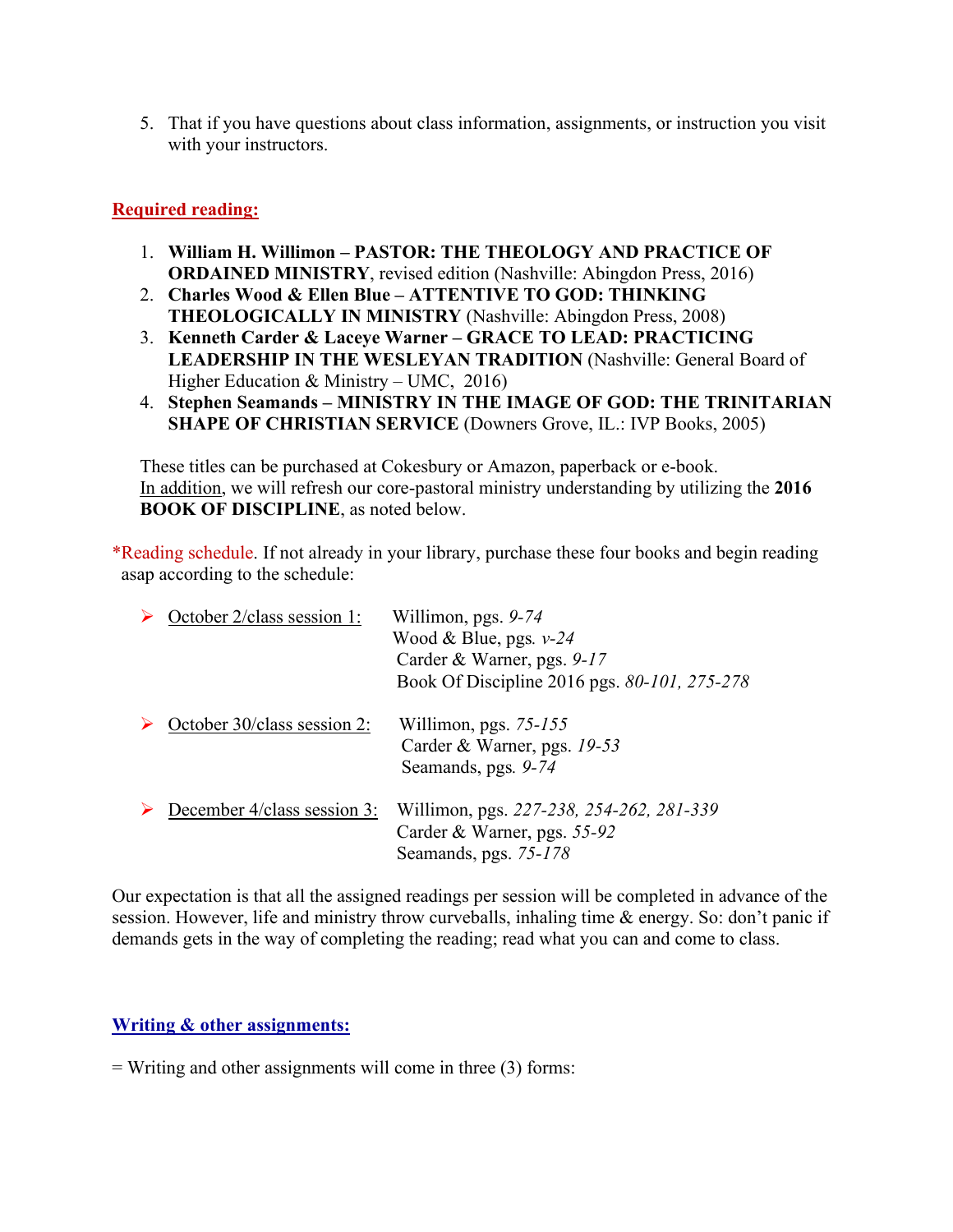5. That if you have questions about class information, assignments, or instruction you visit with your instructors.

## Required reading:

1. **William H. Willimon – PASTOR: THE THEOLOGY AND PRACTICE OF ORDAINED MINISTRY**, revised edition (Nashville: Abingdon Press, 2016)
2. **Charles Wood & Ellen Blue – ATTENTIVE TO GOD: THINKING THEOLOGICALLY IN MINISTRY** (Nashville: Abingdon Press, 2008)
3. **Kenneth Carder & Laceye Warner – GRACE TO LEAD: PRACTICING LEADERSHIP IN THE WESLEYAN TRADITION** (Nashville: General Board of Higher Education & Ministry – UMC, 2016)
4. **Stephen Seamands – MINISTRY IN THE IMAGE OF GOD: THE TRINITARIAN SHAPE OF CHRISTIAN SERVICE** (Downers Grove, IL.: IVP Books, 2005)

These titles can be purchased at Cokesbury or Amazon, paperback or e-book. In addition, we will refresh our core-pastoral ministry understanding by utilizing the **2016 BOOK OF DISCIPLINE**, as noted below.

*Reading schedule. If not already in your library, purchase these four books and begin reading asap according to the schedule:

- October 2/class session 1:
  - Willimon, pgs. *9-74*
  - Wood & Blue, pgs. *v-24*
  - Carder & Warner, pgs. *9-17*
  - Book Of Discipline 2016 pgs. *80-101, 275-278*
- October 30/class session 2:
  - Willimon, pgs. *75-155*
  - Carder & Warner, pgs. *19-53*
  - Seamands, pgs. *9-74*
- December 4/class session 3:
  - Willimon, pgs. *227-238, 254-262, 281-339*
  - Carder & Warner, pgs. *55-92*
  - Seamands, pgs. *75-178*

Our expectation is that all the assigned readings per session will be completed in advance of the session. However, life and ministry throw curveballs, inhaling time & energy. So: don't panic if demands gets in the way of completing the reading; read what you can and come to class.

## Writing & other assignments:

= Writing and other assignments will come in three (3) forms: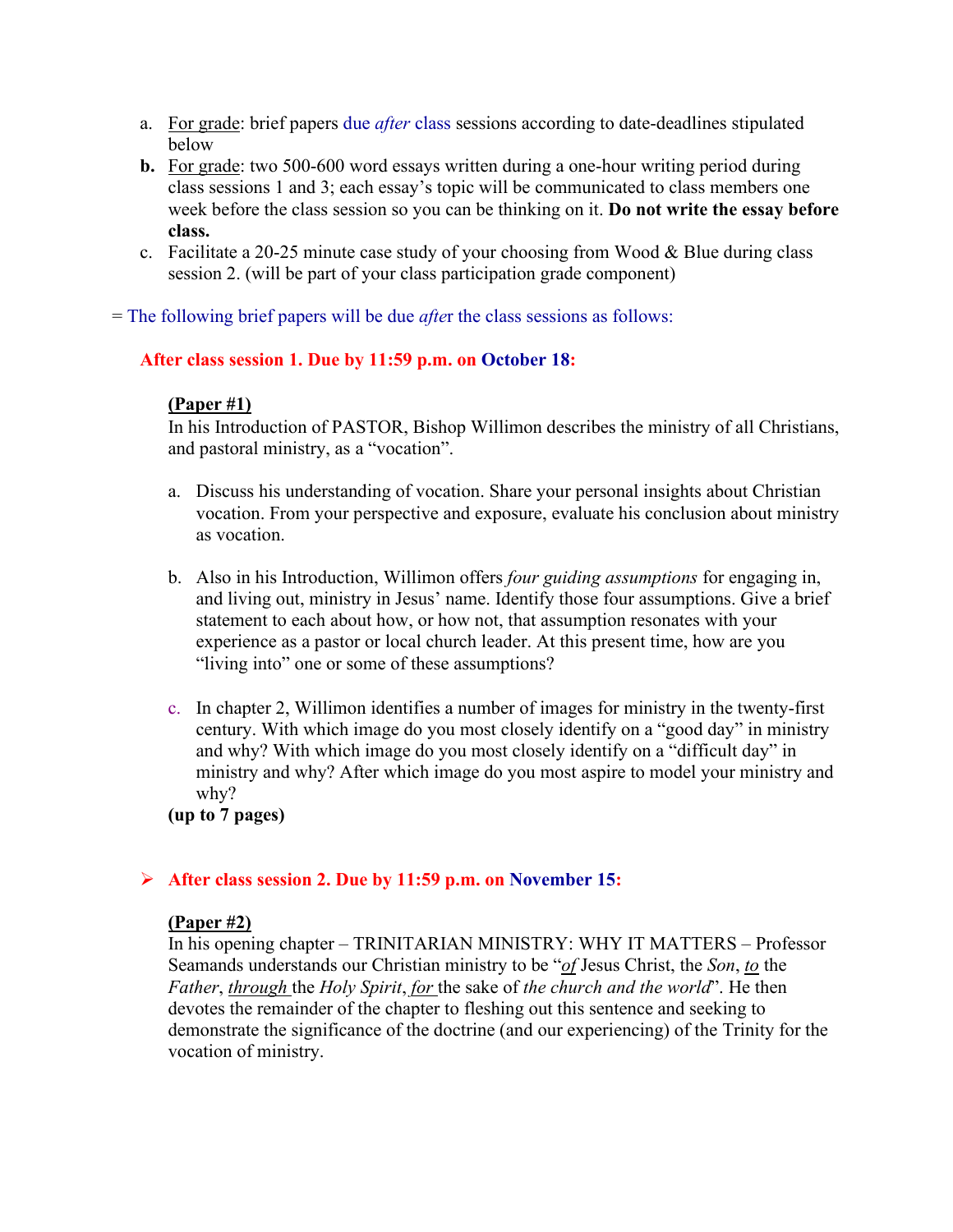a. <u>For grade</u>: brief papers due *after* class sessions according to date-deadlines stipulated below

**b.** <u>For grade</u>: two 500-600 word essays written during a one-hour writing period during class sessions 1 and 3; each essay's topic will be communicated to class members one week before the class session so you can be thinking on it. **Do not write the essay before class.**

c. Facilitate a 20-25 minute case study of your choosing from Wood & Blue during class session 2. (will be part of your class participation grade component)

= The following brief papers will be due *afte*r the class sessions as follows:

**After class session 1. Due by 11:59 p.m. on October 18:**

**<u>(Paper #1)</u>**

In his Introduction of PASTOR, Bishop Willimon describes the ministry of all Christians, and pastoral ministry, as a "vocation".

a. Discuss his understanding of vocation. Share your personal insights about Christian vocation. From your perspective and exposure, evaluate his conclusion about ministry as vocation.

b. Also in his Introduction, Willimon offers *four guiding assumptions* for engaging in, and living out, ministry in Jesus' name. Identify those four assumptions. Give a brief statement to each about how, or how not, that assumption resonates with your experience as a pastor or local church leader. At this present time, how are you "living into" one or some of these assumptions?

c. In chapter 2, Willimon identifies a number of images for ministry in the twenty-first century. With which image do you most closely identify on a "good day" in ministry and why? With which image do you most closely identify on a "difficult day" in ministry and why? After which image do you most aspire to model your ministry and why?

**(up to 7 pages)**

- **After class session 2. Due by 11:59 p.m. on November 15:**

**<u>(Paper #2)</u>**

In his opening chapter – TRINITARIAN MINISTRY: WHY IT MATTERS – Professor Seamands understands our Christian ministry to be "<u>*of*</u> Jesus Christ, the *Son*, <u>*to*</u> the *Father*, <u>*through*</u> the *Holy Spirit*, <u>*for*</u> the sake of *the church and the world*". He then devotes the remainder of the chapter to fleshing out this sentence and seeking to demonstrate the significance of the doctrine (and our experiencing) of the Trinity for the vocation of ministry.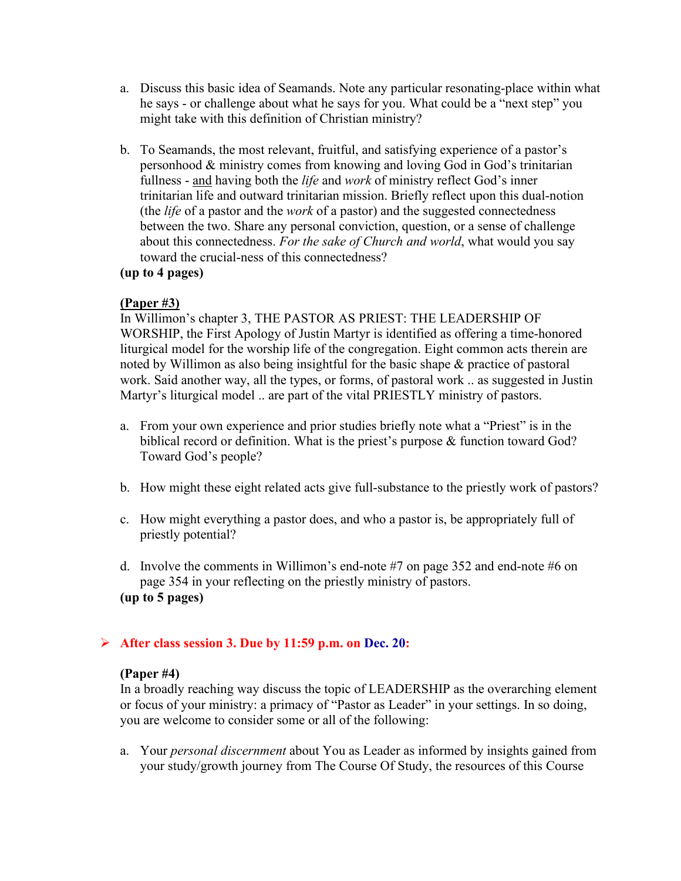a. Discuss this basic idea of Seamands. Note any particular resonating-place within what he says - or challenge about what he says for you. What could be a "next step" you might take with this definition of Christian ministry?

b. To Seamands, the most relevant, fruitful, and satisfying experience of a pastor's personhood & ministry comes from knowing and loving God in God's trinitarian fullness - <u>and</u> having both the *life* and *work* of ministry reflect God's inner trinitarian life and outward trinitarian mission. Briefly reflect upon this dual-notion (the *life* of a pastor and the *work* of a pastor) and the suggested connectedness between the two. Share any personal conviction, question, or a sense of challenge about this connectedness. *For the sake of Church and world*, what would you say toward the crucial-ness of this connectedness?

**(up to 4 pages)**

**<u>(Paper #3)</u>**

In Willimon's chapter 3, THE PASTOR AS PRIEST: THE LEADERSHIP OF WORSHIP, the First Apology of Justin Martyr is identified as offering a time-honored liturgical model for the worship life of the congregation. Eight common acts therein are noted by Willimon as also being insightful for the basic shape & practice of pastoral work. Said another way, all the types, or forms, of pastoral work .. as suggested in Justin Martyr's liturgical model .. are part of the vital PRIESTLY ministry of pastors.

a. From your own experience and prior studies briefly note what a "Priest" is in the biblical record or definition. What is the priest's purpose & function toward God? Toward God's people?

b. How might these eight related acts give full-substance to the priestly work of pastors?

c. How might everything a pastor does, and who a pastor is, be appropriately full of priestly potential?

d. Involve the comments in Willimon's end-note #7 on page 352 and end-note #6 on page 354 in your reflecting on the priestly ministry of pastors.

**(up to 5 pages)**

- **After class session 3. Due by 11:59 p.m. on Dec. 20:**

**(Paper #4)**

In a broadly reaching way discuss the topic of LEADERSHIP as the overarching element or focus of your ministry: a primacy of "Pastor as Leader" in your settings. In so doing, you are welcome to consider some or all of the following:

a. Your *personal discernment* about You as Leader as informed by insights gained from your study/growth journey from The Course Of Study, the resources of this Course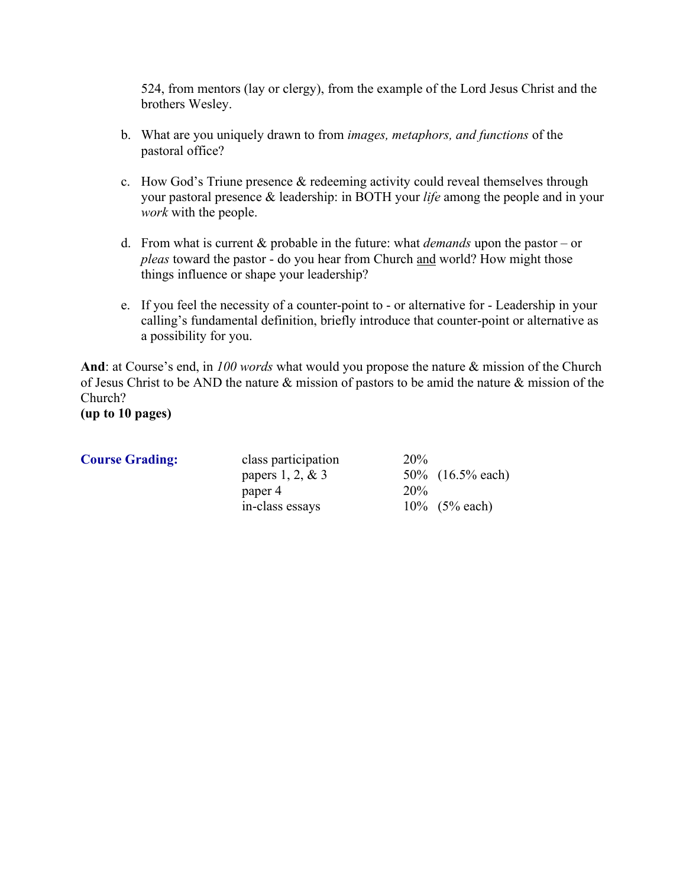524, from mentors (lay or clergy), from the example of the Lord Jesus Christ and the brothers Wesley.

b. What are you uniquely drawn to from *images, metaphors, and functions* of the pastoral office?

c. How God's Triune presence & redeeming activity could reveal themselves through your pastoral presence & leadership: in BOTH your *life* among the people and in your *work* with the people.

d. From what is current & probable in the future: what *demands* upon the pastor – or *pleas* toward the pastor - do you hear from Church <u>and</u> world? How might those things influence or shape your leadership?

e. If you feel the necessity of a counter-point to - or alternative for - Leadership in your calling's fundamental definition, briefly introduce that counter-point or alternative as a possibility for you.

**And**: at Course's end, in *100 words* what would you propose the nature & mission of the Church of Jesus Christ to be AND the nature & mission of pastors to be amid the nature & mission of the Church?
**(up to 10 pages)**

| | | |
|---|---|---|
| **Course Grading:** | class participation | 20% |
| | papers 1, 2, & 3 | 50% (16.5% each) |
| | paper 4 | 20% |
| | in-class essays | 10% (5% each) |